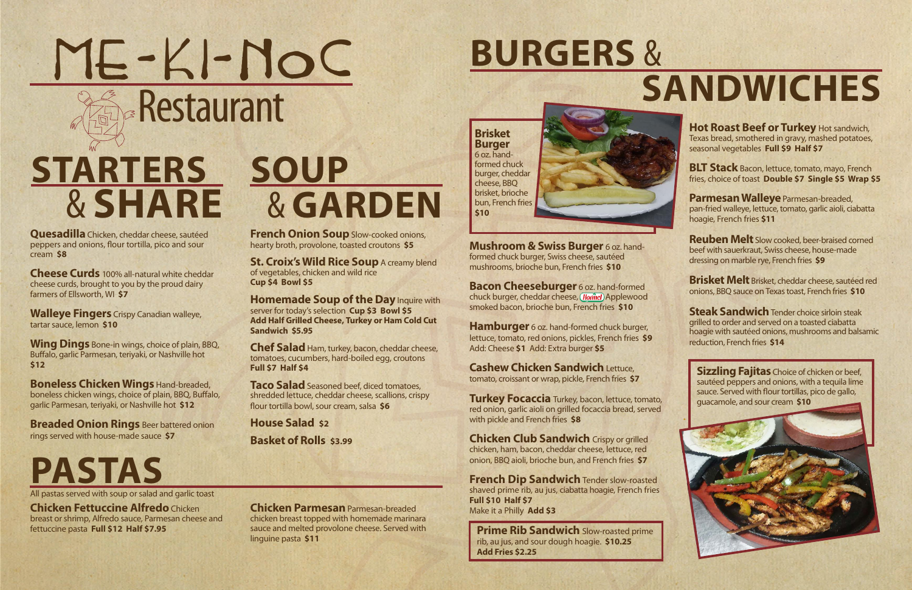# ME-KI-NOC Restaurant

## STARTERS & SHARE

**Quesadilla** Chicken, cheddar cheese, sautéed peppers and onions, flour tortilla, pico and sour cream **$8**

**Cheese Curds** 100% all-natural white cheddar cheese curds, brought to you by the proud dairy farmers of Ellsworth, WI **$7**

**Walleye Fingers** Crispy Canadian walleye, tartar sauce, lemon **$10**

**Wing Dings** Bone-in wings, choice of plain, BBQ, Buffalo, garlic Parmesan, teriyaki, or Nashville hot **$12**

**Boneless Chicken Wings** Hand-breaded, boneless chicken wings, choice of plain, BBQ, Buffalo, garlic Parmesan, teriyaki, or Nashville hot **$12**

**Breaded Onion Rings** Beer battered onion rings served with house-made sauce **$7**

## SOUP & GARDEN

**French Onion Soup** Slow-cooked onions, hearty broth, provolone, toasted croutons **$5**

**St. Croix's Wild Rice Soup** A creamy blend of vegetables, chicken and wild rice **Cup $4 Bowl $5**

**Homemade Soup of the Day** Inquire with server for today's selection **Cup $3 Bowl $5**
**Add Half Grilled Cheese, Turkey or Ham Cold Cut Sandwich $5.95**

**Chef Salad** Ham, turkey, bacon, cheddar cheese, tomatoes, cucumbers, hard-boiled egg, croutons **Full $7 Half $4**

**Taco Salad** Seasoned beef, diced tomatoes, shredded lettuce, cheddar cheese, scallions, crispy flour tortilla bowl, sour cream, salsa **$6**

**House Salad $2**

**Basket of Rolls $3.99**

## PASTAS

All pastas served with soup or salad and garlic toast

**Chicken Fettuccine Alfredo** Chicken breast or shrimp, Alfredo sauce, Parmesan cheese and fettuccine pasta **Full $12 Half $7.95**

**Chicken Parmesan** Parmesan-breaded chicken breast topped with homemade marinara sauce and melted provolone cheese. Served with linguine pasta **$11**

## BURGERS & SANDWICHES

**Brisket Burger** 6 oz. hand-formed chuck burger, cheddar cheese, BBQ brisket, brioche bun, French fries **$10**

**Mushroom & Swiss Burger** 6 oz. hand-formed chuck burger, Swiss cheese, sautéed mushrooms, brioche bun, French fries **$10**

**Bacon Cheeseburger** 6 oz. hand-formed chuck burger, cheddar cheese, Hormel Applewood smoked bacon, brioche bun, French fries **$10**

**Hamburger** 6 oz. hand-formed chuck burger, lettuce, tomato, red onions, pickles, French fries **$9**
Add: Cheese **$1** Add: Extra burger **$5**

**Cashew Chicken Sandwich** Lettuce, tomato, croissant or wrap, pickle, French fries **$7**

**Turkey Focaccia** Turkey, bacon, lettuce, tomato, red onion, garlic aioli on grilled focaccia bread, served with pickle and French fries **$8**

**Chicken Club Sandwich** Crispy or grilled chicken, ham, bacon, cheddar cheese, lettuce, red onion, BBQ aioli, brioche bun, and French fries **$7**

**French Dip Sandwich** Tender slow-roasted shaved prime rib, au jus, ciabatta hoagie, French fries **Full $10 Half $7**
Make it a Philly **Add $3**

**Prime Rib Sandwich** Slow-roasted prime rib, au jus, and sour dough hoagie. **$10.25**
**Add Fries $2.25**

**Hot Roast Beef or Turkey** Hot sandwich, Texas bread, smothered in gravy, mashed potatoes, seasonal vegetables **Full $9 Half $7**

**BLT Stack** Bacon, lettuce, tomato, mayo, French fries, choice of toast **Double $7 Single $5 Wrap $5**

**Parmesan Walleye** Parmesan-breaded, pan-fried walleye, lettuce, tomato, garlic aioli, ciabatta hoagie, French fries **$11**

**Reuben Melt** Slow cooked, beer-braised corned beef with sauerkraut, Swiss cheese, house-made dressing on marble rye, French fries **$9**

**Brisket Melt** Brisket, cheddar cheese, sautéed red onions, BBQ sauce on Texas toast, French fries **$10**

**Steak Sandwich** Tender choice sirloin steak grilled to order and served on a toasted ciabatta hoagie with sautéed onions, mushrooms and balsamic reduction, French fries **$14**

**Sizzling Fajitas** Choice of chicken or beef, sautéed peppers and onions, with a tequila lime sauce. Served with flour tortillas, pico de gallo, guacamole, and sour cream **$10**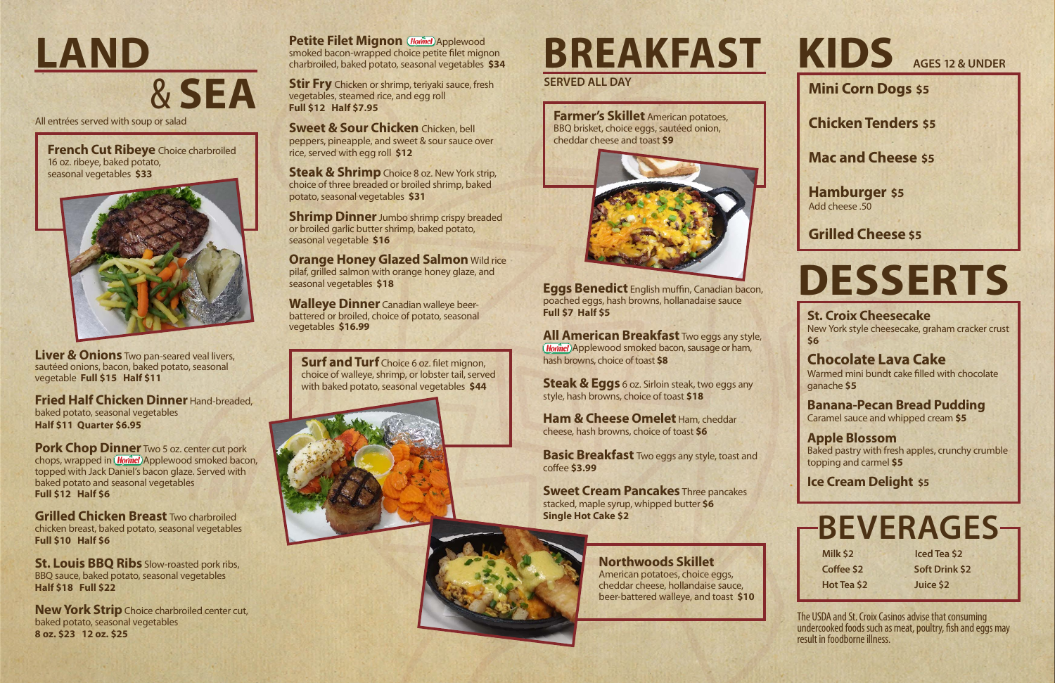# LAND & SEA

All entrées served with soup or salad

**French Cut Ribeye** Choice charbroiled 16 oz. ribeye, baked potato, seasonal vegetables **$33**

**Liver & Onions** Two pan-seared veal livers, sautéed onions, bacon, baked potato, seasonal vegetable **Full $15 Half $11**

**Fried Half Chicken Dinner** Hand-breaded, baked potato, seasonal vegetables
**Half $11 Quarter $6.95**

**Pork Chop Dinner** Two 5 oz. center cut pork chops, wrapped in Hormel Applewood smoked bacon, topped with Jack Daniel's bacon glaze. Served with baked potato and seasonal vegetables
**Full $12 Half $6**

**Grilled Chicken Breast** Two charbroiled chicken breast, baked potato, seasonal vegetables
**Full $10 Half $6**

**St. Louis BBQ Ribs** Slow-roasted pork ribs, BBQ sauce, baked potato, seasonal vegetables
**Half $18 Full $22**

**New York Strip** Choice charbroiled center cut, baked potato, seasonal vegetables
**8 oz. $23 12 oz. $25**

**Petite Filet Mignon** Hormel Applewood smoked bacon-wrapped choice petite filet mignon charbroiled, baked potato, seasonal vegetables **$34**

**Stir Fry** Chicken or shrimp, teriyaki sauce, fresh vegetables, steamed rice, and egg roll
**Full $12 Half $7.95**

**Sweet & Sour Chicken** Chicken, bell peppers, pineapple, and sweet & sour sauce over rice, served with egg roll **$12**

**Steak & Shrimp** Choice 8 oz. New York strip, choice of three breaded or broiled shrimp, baked potato, seasonal vegetables **$31**

**Shrimp Dinner** Jumbo shrimp crispy breaded or broiled garlic butter shrimp, baked potato, seasonal vegetable **$16**

**Orange Honey Glazed Salmon** Wild rice pilaf, grilled salmon with orange honey glaze, and seasonal vegetables **$18**

**Walleye Dinner** Canadian walleye beer-battered or broiled, choice of potato, seasonal vegetables **$16.99**

**Surf and Turf** Choice 6 oz. filet mignon, choice of walleye, shrimp, or lobster tail, served with baked potato, seasonal vegetables **$44**

# BREAKFAST

SERVED ALL DAY

**Farmer's Skillet** American potatoes, BBQ brisket, choice eggs, sautéed onion, cheddar cheese and toast **$9**

**Eggs Benedict** English muffin, Canadian bacon, poached eggs, hash browns, hollanadaise sauce
**Full $7 Half $5**

**All American Breakfast** Two eggs any style, Hormel Applewood smoked bacon, sausage or ham, hash browns, choice of toast **$8**

**Steak & Eggs** 6 oz. Sirloin steak, two eggs any style, hash browns, choice of toast **$18**

**Ham & Cheese Omelet** Ham, cheddar cheese, hash browns, choice of toast **$6**

**Basic Breakfast** Two eggs any style, toast and coffee **$3.99**

**Sweet Cream Pancakes** Three pancakes stacked, maple syrup, whipped butter **$6**
**Single Hot Cake $2**

**Northwoods Skillet**
American potatoes, choice eggs, cheddar cheese, hollandaise sauce, beer-battered walleye, and toast **$10**

# KIDS

AGES 12 & UNDER

**Mini Corn Dogs $5**

**Chicken Tenders $5**

**Mac and Cheese $5**

**Hamburger $5**
Add cheese .50

**Grilled Cheese $5**

# DESSERTS

**St. Croix Cheesecake**
New York style cheesecake, graham cracker crust **$6**

**Chocolate Lava Cake**
Warmed mini bundt cake filled with chocolate ganache **$5**

**Banana-Pecan Bread Pudding**
Caramel sauce and whipped cream **$5**

**Apple Blossom**
Baked pastry with fresh apples, crunchy crumble topping and carmel **$5**

**Ice Cream Delight $5**

# BEVERAGES

| | |
|---|---|
| Milk $2 | Iced Tea $2 |
| Coffee $2 | Soft Drink $2 |
| Hot Tea $2 | Juice $2 |

The USDA and St. Croix Casinos advise that consuming undercooked foods such as meat, poultry, fish and eggs may result in foodborne illness.